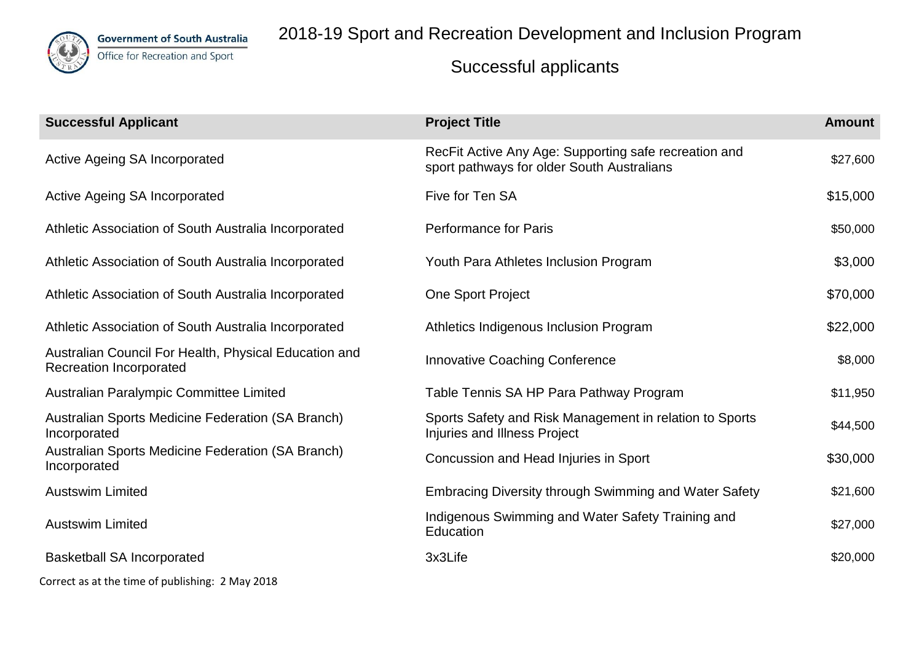Government of South Australia
Office for Recreation and Sport

# 2018-19 Sport and Recreation Development and Inclusion Program

## Successful applicants

| Successful Applicant | Project Title | Amount |
|---|---|---|
| Active Ageing SA Incorporated | RecFit Active Any Age: Supporting safe recreation and sport pathways for older South Australians | $27,600 |
| Active Ageing SA Incorporated | Five for Ten SA | $15,000 |
| Athletic Association of South Australia Incorporated | Performance for Paris | $50,000 |
| Athletic Association of South Australia Incorporated | Youth Para Athletes Inclusion Program | $3,000 |
| Athletic Association of South Australia Incorporated | One Sport Project | $70,000 |
| Athletic Association of South Australia Incorporated | Athletics Indigenous Inclusion Program | $22,000 |
| Australian Council For Health, Physical Education and Recreation Incorporated | Innovative Coaching Conference | $8,000 |
| Australian Paralympic Committee Limited | Table Tennis SA HP Para Pathway Program | $11,950 |
| Australian Sports Medicine Federation (SA Branch) Incorporated | Sports Safety and Risk Management in relation to Sports Injuries and Illness Project | $44,500 |
| Australian Sports Medicine Federation (SA Branch) Incorporated | Concussion and Head Injuries in Sport | $30,000 |
| Austswim Limited | Embracing Diversity through Swimming and Water Safety | $21,600 |
| Austswim Limited | Indigenous Swimming and Water Safety Training and Education | $27,000 |
| Basketball SA Incorporated | 3x3Life | $20,000 |

Correct as at the time of publishing: 2 May 2018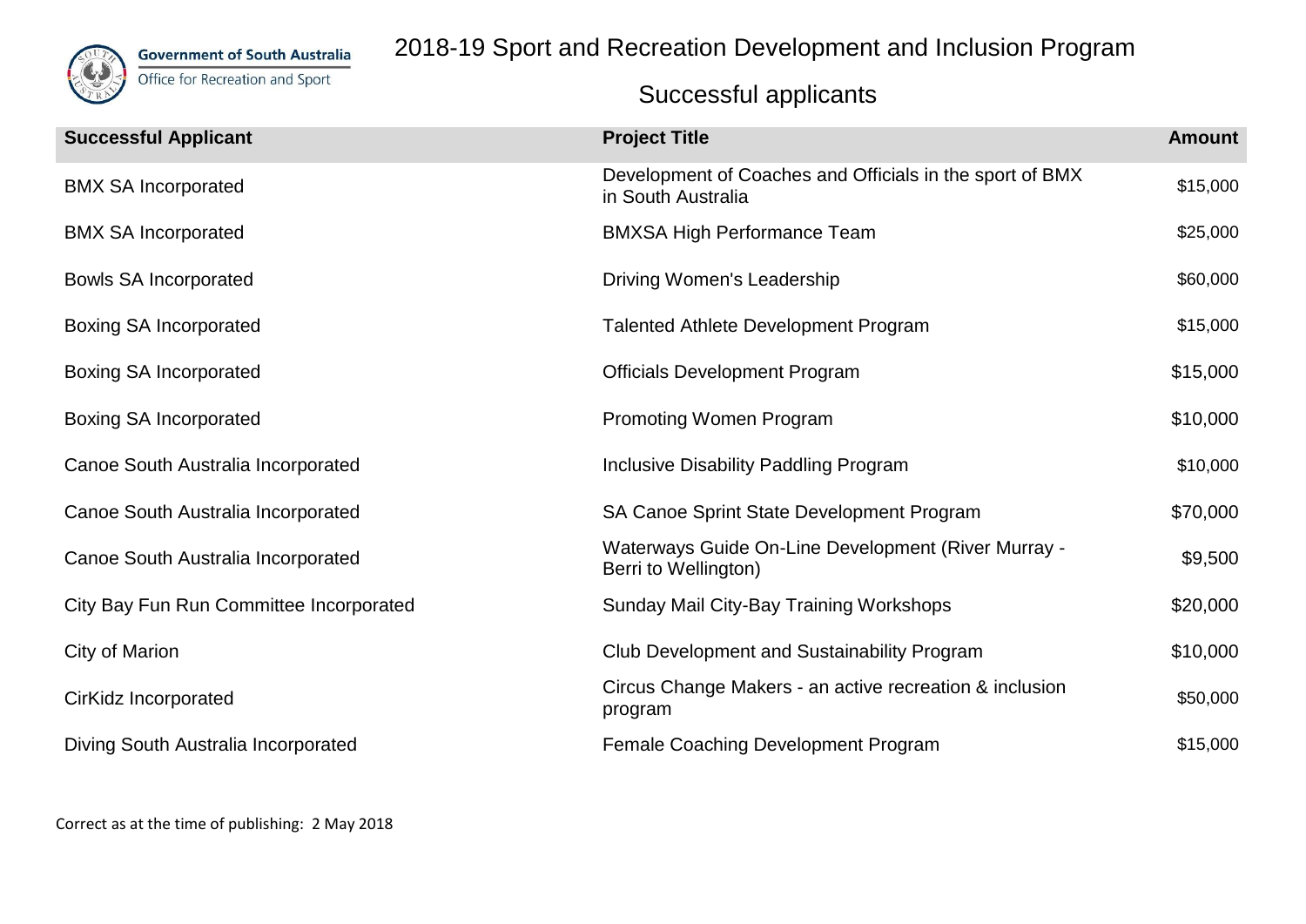# 2018-19 Sport and Recreation Development and Inclusion Program

## Successful applicants

| Successful Applicant | Project Title | Amount |
|---|---|---|
| BMX SA Incorporated | Development of Coaches and Officials in the sport of BMX in South Australia | $15,000 |
| BMX SA Incorporated | BMXSA High Performance Team | $25,000 |
| Bowls SA Incorporated | Driving Women's Leadership | $60,000 |
| Boxing SA Incorporated | Talented Athlete Development Program | $15,000 |
| Boxing SA Incorporated | Officials Development Program | $15,000 |
| Boxing SA Incorporated | Promoting Women Program | $10,000 |
| Canoe South Australia Incorporated | Inclusive Disability Paddling Program | $10,000 |
| Canoe South Australia Incorporated | SA Canoe Sprint State Development Program | $70,000 |
| Canoe South Australia Incorporated | Waterways Guide On-Line Development (River Murray - Berri to Wellington) | $9,500 |
| City Bay Fun Run Committee Incorporated | Sunday Mail City-Bay Training Workshops | $20,000 |
| City of Marion | Club Development and Sustainability Program | $10,000 |
| CirKidz Incorporated | Circus Change Makers - an active recreation & inclusion program | $50,000 |
| Diving South Australia Incorporated | Female Coaching Development Program | $15,000 |

Correct as at the time of publishing: 2 May 2018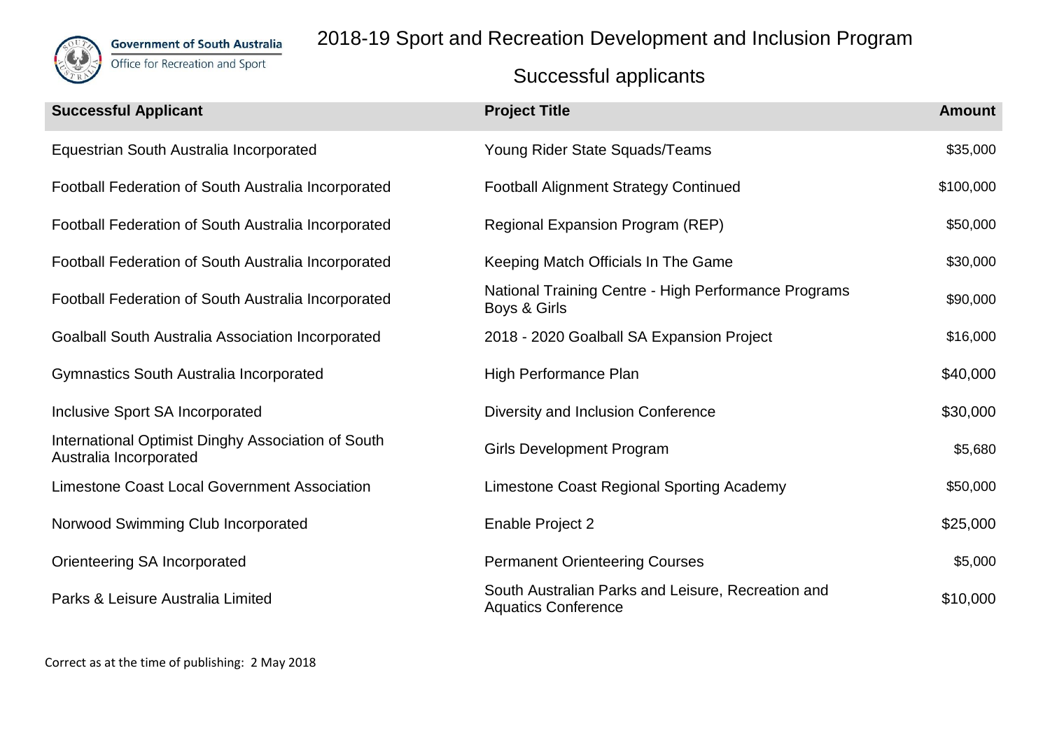Government of South Australia
Office for Recreation and Sport

# 2018-19 Sport and Recreation Development and Inclusion Program

## Successful applicants

| Successful Applicant | Project Title | Amount |
|---|---|---|
| Equestrian South Australia Incorporated | Young Rider State Squads/Teams | $35,000 |
| Football Federation of South Australia Incorporated | Football Alignment Strategy Continued | $100,000 |
| Football Federation of South Australia Incorporated | Regional Expansion Program (REP) | $50,000 |
| Football Federation of South Australia Incorporated | Keeping Match Officials In The Game | $30,000 |
| Football Federation of South Australia Incorporated | National Training Centre - High Performance Programs Boys & Girls | $90,000 |
| Goalball South Australia Association Incorporated | 2018 - 2020 Goalball SA Expansion Project | $16,000 |
| Gymnastics South Australia Incorporated | High Performance Plan | $40,000 |
| Inclusive Sport SA Incorporated | Diversity and Inclusion Conference | $30,000 |
| International Optimist Dinghy Association of South Australia Incorporated | Girls Development Program | $5,680 |
| Limestone Coast Local Government Association | Limestone Coast Regional Sporting Academy | $50,000 |
| Norwood Swimming Club Incorporated | Enable Project 2 | $25,000 |
| Orienteering SA Incorporated | Permanent Orienteering Courses | $5,000 |
| Parks & Leisure Australia Limited | South Australian Parks and Leisure, Recreation and Aquatics Conference | $10,000 |

Correct as at the time of publishing: 2 May 2018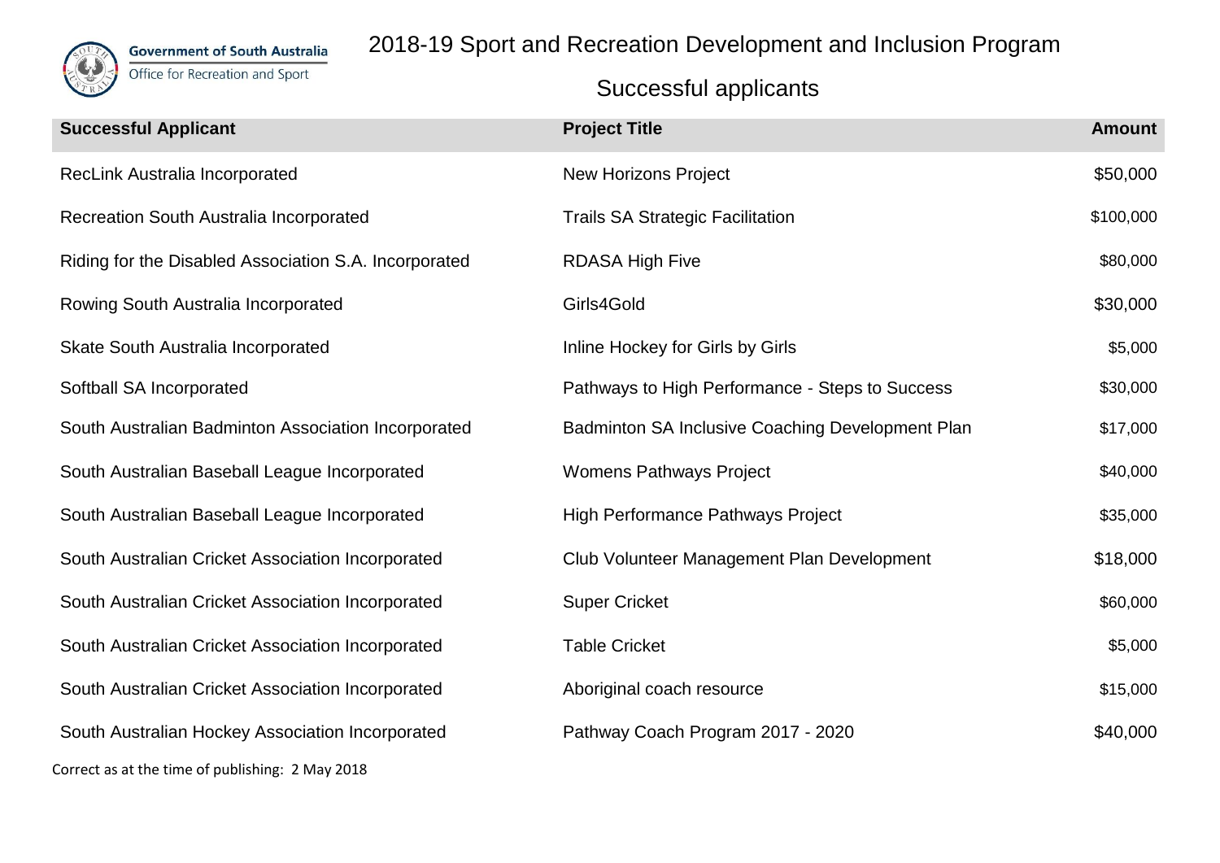# 2018-19 Sport and Recreation Development and Inclusion Program

## Successful applicants

| Successful Applicant | Project Title | Amount |
|---|---|---|
| RecLink Australia Incorporated | New Horizons Project | $50,000 |
| Recreation South Australia Incorporated | Trails SA Strategic Facilitation | $100,000 |
| Riding for the Disabled Association S.A. Incorporated | RDASA High Five | $80,000 |
| Rowing South Australia Incorporated | Girls4Gold | $30,000 |
| Skate South Australia Incorporated | Inline Hockey for Girls by Girls | $5,000 |
| Softball SA Incorporated | Pathways to High Performance - Steps to Success | $30,000 |
| South Australian Badminton Association Incorporated | Badminton SA Inclusive Coaching Development Plan | $17,000 |
| South Australian Baseball League Incorporated | Womens Pathways Project | $40,000 |
| South Australian Baseball League Incorporated | High Performance Pathways Project | $35,000 |
| South Australian Cricket Association Incorporated | Club Volunteer Management Plan Development | $18,000 |
| South Australian Cricket Association Incorporated | Super Cricket | $60,000 |
| South Australian Cricket Association Incorporated | Table Cricket | $5,000 |
| South Australian Cricket Association Incorporated | Aboriginal coach resource | $15,000 |
| South Australian Hockey Association Incorporated | Pathway Coach Program 2017 - 2020 | $40,000 |

Correct as at the time of publishing: 2 May 2018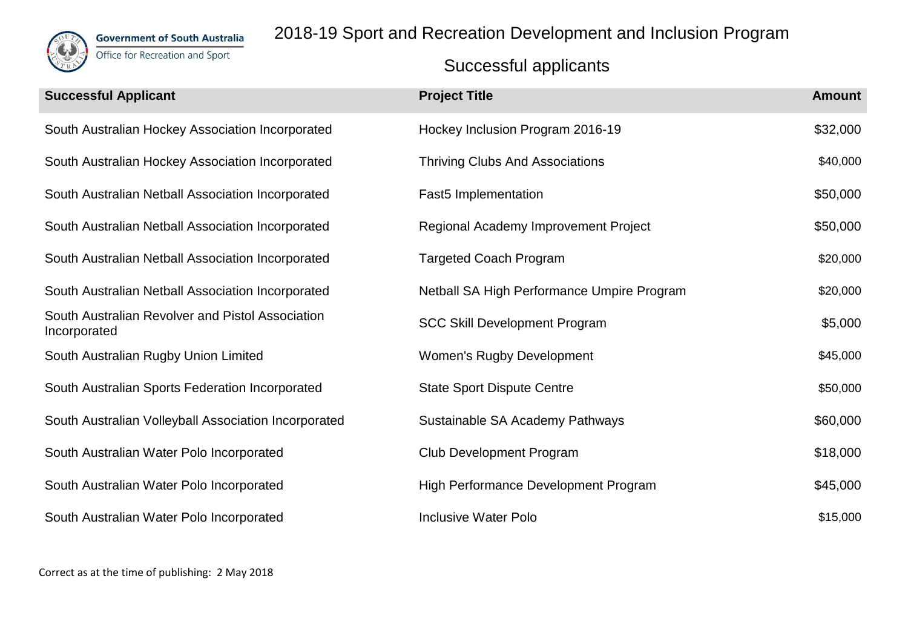Government of South Australia
Office for Recreation and Sport

# 2018-19 Sport and Recreation Development and Inclusion Program

## Successful applicants

| Successful Applicant | Project Title | Amount |
|---|---|---|
| South Australian Hockey Association Incorporated | Hockey Inclusion Program 2016-19 | $32,000 |
| South Australian Hockey Association Incorporated | Thriving Clubs And Associations | $40,000 |
| South Australian Netball Association Incorporated | Fast5 Implementation | $50,000 |
| South Australian Netball Association Incorporated | Regional Academy Improvement Project | $50,000 |
| South Australian Netball Association Incorporated | Targeted Coach Program | $20,000 |
| South Australian Netball Association Incorporated | Netball SA High Performance Umpire Program | $20,000 |
| South Australian Revolver and Pistol Association Incorporated | SCC Skill Development Program | $5,000 |
| South Australian Rugby Union Limited | Women's Rugby Development | $45,000 |
| South Australian Sports Federation Incorporated | State Sport Dispute Centre | $50,000 |
| South Australian Volleyball Association Incorporated | Sustainable SA Academy Pathways | $60,000 |
| South Australian Water Polo Incorporated | Club Development Program | $18,000 |
| South Australian Water Polo Incorporated | High Performance Development Program | $45,000 |
| South Australian Water Polo Incorporated | Inclusive Water Polo | $15,000 |

Correct as at the time of publishing: 2 May 2018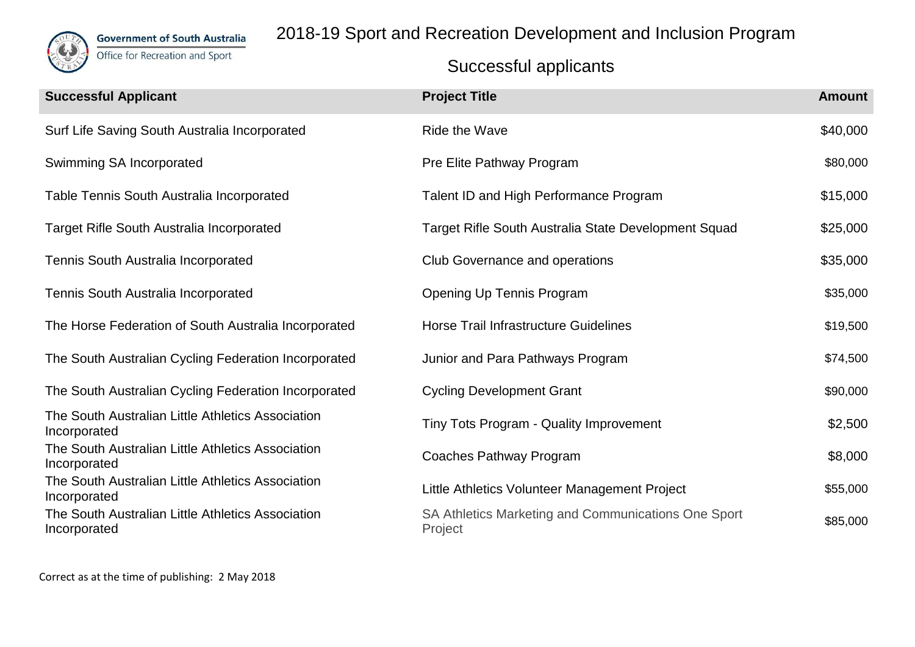# 2018-19 Sport and Recreation Development and Inclusion Program

## Successful applicants

| Successful Applicant | Project Title | Amount |
|---|---|---|
| Surf Life Saving South Australia Incorporated | Ride the Wave | $40,000 |
| Swimming SA Incorporated | Pre Elite Pathway Program | $80,000 |
| Table Tennis South Australia Incorporated | Talent ID and High Performance Program | $15,000 |
| Target Rifle South Australia Incorporated | Target Rifle South Australia State Development Squad | $25,000 |
| Tennis South Australia Incorporated | Club Governance and operations | $35,000 |
| Tennis South Australia Incorporated | Opening Up Tennis Program | $35,000 |
| The Horse Federation of South Australia Incorporated | Horse Trail Infrastructure Guidelines | $19,500 |
| The South Australian Cycling Federation Incorporated | Junior and Para Pathways Program | $74,500 |
| The South Australian Cycling Federation Incorporated | Cycling Development Grant | $90,000 |
| The South Australian Little Athletics Association Incorporated | Tiny Tots Program - Quality Improvement | $2,500 |
| The South Australian Little Athletics Association Incorporated | Coaches Pathway Program | $8,000 |
| The South Australian Little Athletics Association Incorporated | Little Athletics Volunteer Management Project | $55,000 |
| The South Australian Little Athletics Association Incorporated | SA Athletics Marketing and Communications One Sport Project | $85,000 |

Correct as at the time of publishing: 2 May 2018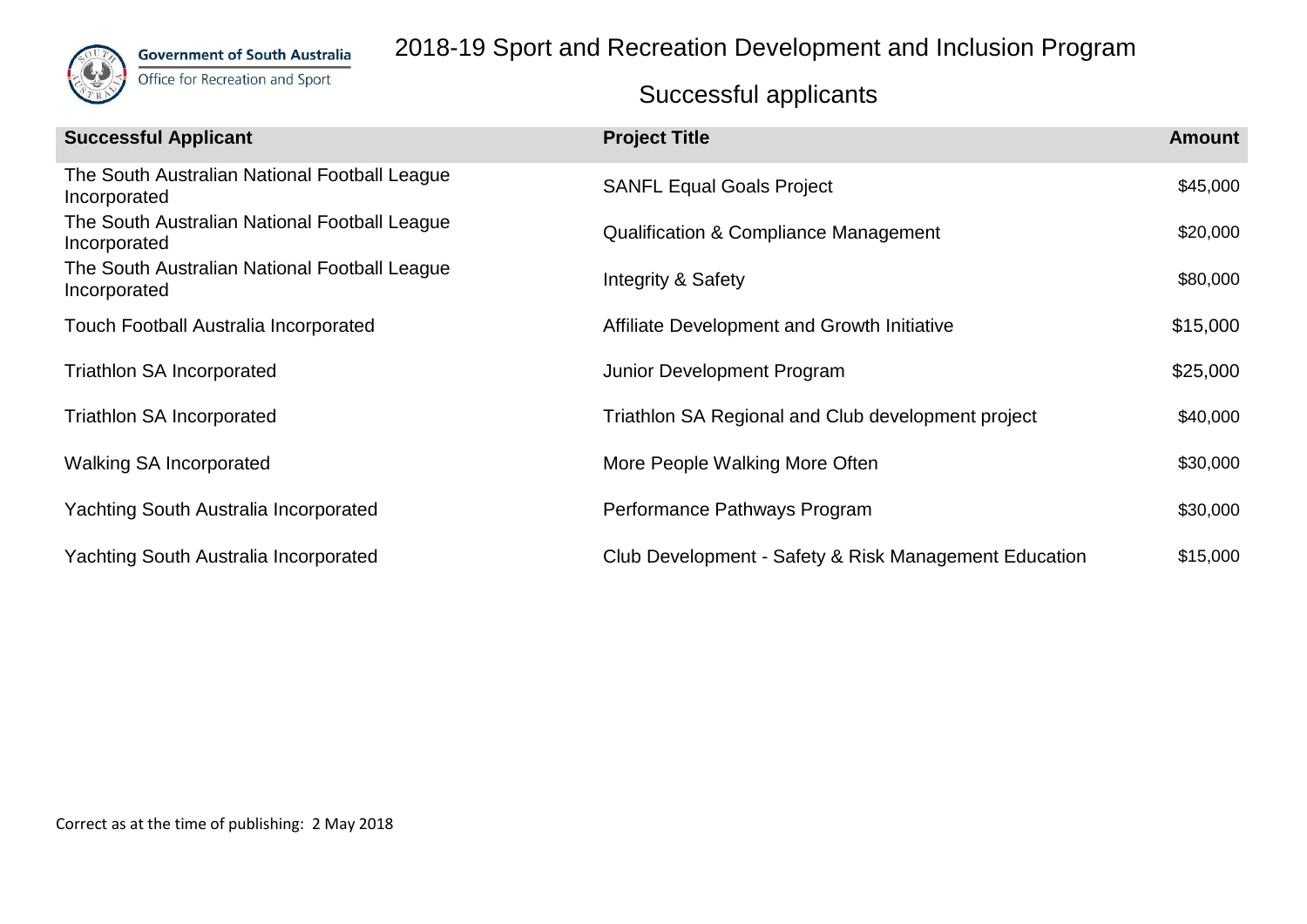Government of South Australia
Office for Recreation and Sport

# 2018-19 Sport and Recreation Development and Inclusion Program

## Successful applicants

| Successful Applicant | Project Title | Amount |
|---|---|---|
| The South Australian National Football League Incorporated | SANFL Equal Goals Project | $45,000 |
| The South Australian National Football League Incorporated | Qualification & Compliance Management | $20,000 |
| The South Australian National Football League Incorporated | Integrity & Safety | $80,000 |
| Touch Football Australia Incorporated | Affiliate Development and Growth Initiative | $15,000 |
| Triathlon SA Incorporated | Junior Development Program | $25,000 |
| Triathlon SA Incorporated | Triathlon SA Regional and Club development project | $40,000 |
| Walking SA Incorporated | More People Walking More Often | $30,000 |
| Yachting South Australia Incorporated | Performance Pathways Program | $30,000 |
| Yachting South Australia Incorporated | Club Development - Safety & Risk Management Education | $15,000 |

Correct as at the time of publishing: 2 May 2018